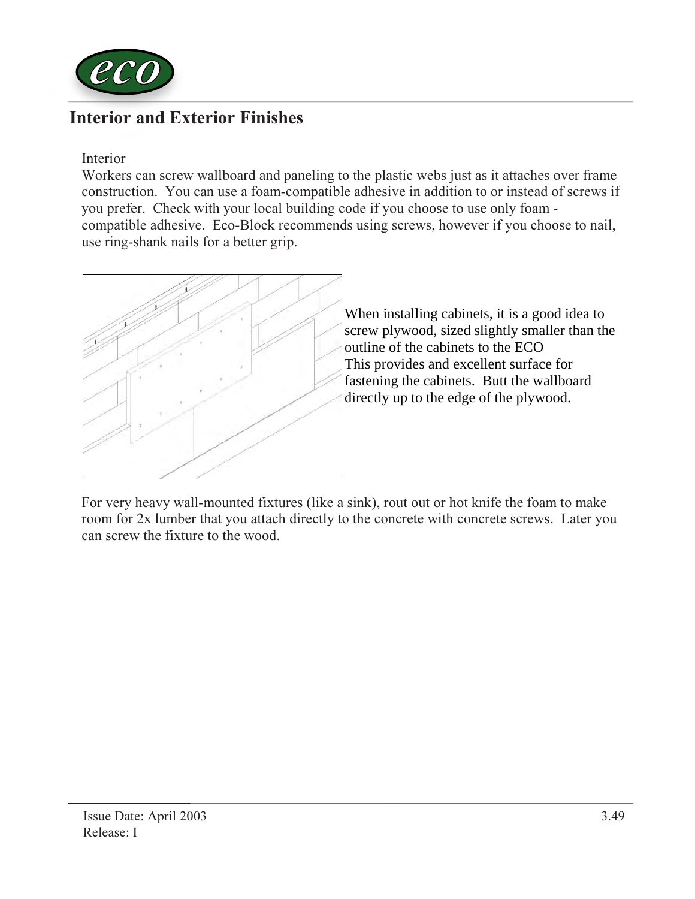## Interior and Exterior Finishes

Interior

Workers can screw wallboard and paneling to the plastic webs just as it attaches over frame construction. You can use a foam-compatible adhesive in addition to or instead of screws if you prefer. Check with your local building code if you choose to use only foam - compatible adhesive. Eco-Block recommends using screws, however if you choose to nail, use ring-shank nails for a better grip.

When installing cabinets, it is a good idea to screw plywood, sized slightly smaller than the outline of the cabinets to the ECO This provides and excellent surface for fastening the cabinets. Butt the wallboard directly up to the edge of the plywood.

For very heavy wall-mounted fixtures (like a sink), rout out or hot knife the foam to make room for 2x lumber that you attach directly to the concrete with concrete screws. Later you can screw the fixture to the wood.

Issue Date: April 2003
Release: I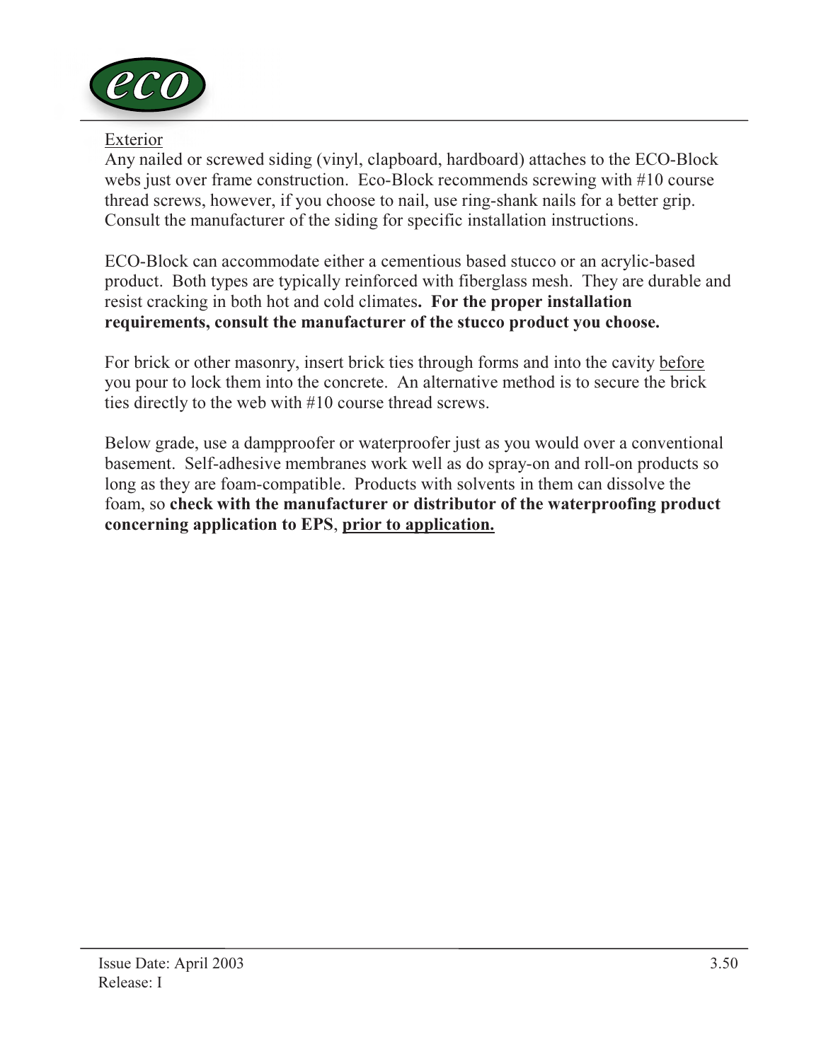Exterior

Any nailed or screwed siding (vinyl, clapboard, hardboard) attaches to the ECO-Block webs just over frame construction. Eco-Block recommends screwing with #10 course thread screws, however, if you choose to nail, use ring-shank nails for a better grip. Consult the manufacturer of the siding for specific installation instructions.

ECO-Block can accommodate either a cementious based stucco or an acrylic-based product. Both types are typically reinforced with fiberglass mesh. They are durable and resist cracking in both hot and cold climates**. For the proper installation requirements, consult the manufacturer of the stucco product you choose.**

For brick or other masonry, insert brick ties through forms and into the cavity before you pour to lock them into the concrete. An alternative method is to secure the brick ties directly to the web with #10 course thread screws.

Below grade, use a dampproofer or waterproofer just as you would over a conventional basement. Self-adhesive membranes work well as do spray-on and roll-on products so long as they are foam-compatible. Products with solvents in them can dissolve the foam, so **check with the manufacturer or distributor of the waterproofing product concerning application to EPS**, **prior to application.**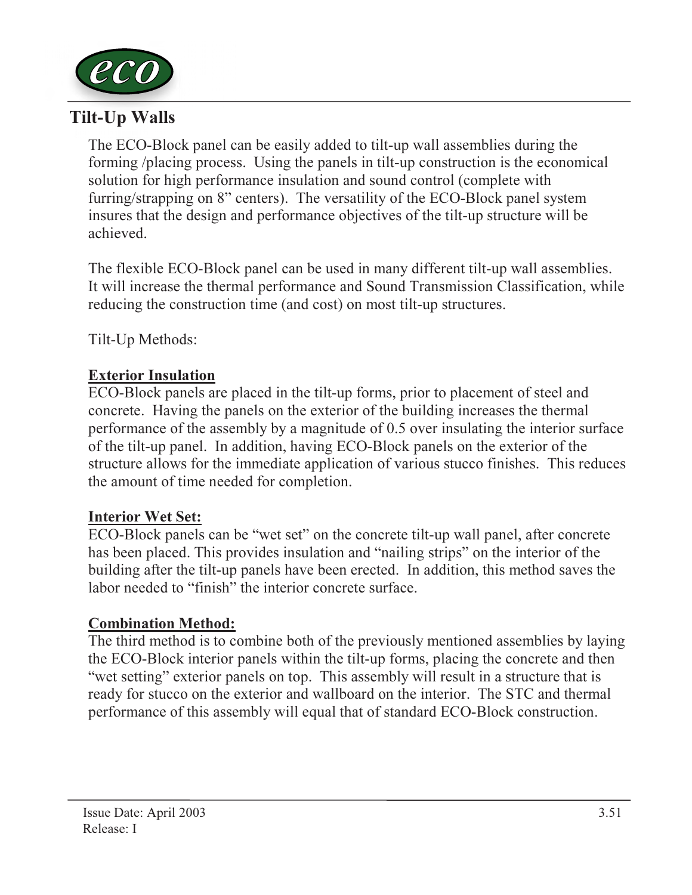## Tilt-Up Walls

The ECO-Block panel can be easily added to tilt-up wall assemblies during the forming /placing process. Using the panels in tilt-up construction is the economical solution for high performance insulation and sound control (complete with furring/strapping on 8" centers). The versatility of the ECO-Block panel system insures that the design and performance objectives of the tilt-up structure will be achieved.

The flexible ECO-Block panel can be used in many different tilt-up wall assemblies. It will increase the thermal performance and Sound Transmission Classification, while reducing the construction time (and cost) on most tilt-up structures.

Tilt-Up Methods:

**Exterior Insulation**

ECO-Block panels are placed in the tilt-up forms, prior to placement of steel and concrete. Having the panels on the exterior of the building increases the thermal performance of the assembly by a magnitude of 0.5 over insulating the interior surface of the tilt-up panel. In addition, having ECO-Block panels on the exterior of the structure allows for the immediate application of various stucco finishes. This reduces the amount of time needed for completion.

**Interior Wet Set:**

ECO-Block panels can be "wet set" on the concrete tilt-up wall panel, after concrete has been placed. This provides insulation and "nailing strips" on the interior of the building after the tilt-up panels have been erected. In addition, this method saves the labor needed to "finish" the interior concrete surface.

**Combination Method:**

The third method is to combine both of the previously mentioned assemblies by laying the ECO-Block interior panels within the tilt-up forms, placing the concrete and then "wet setting" exterior panels on top. This assembly will result in a structure that is ready for stucco on the exterior and wallboard on the interior. The STC and thermal performance of this assembly will equal that of standard ECO-Block construction.

Issue Date: April 2003
Release: I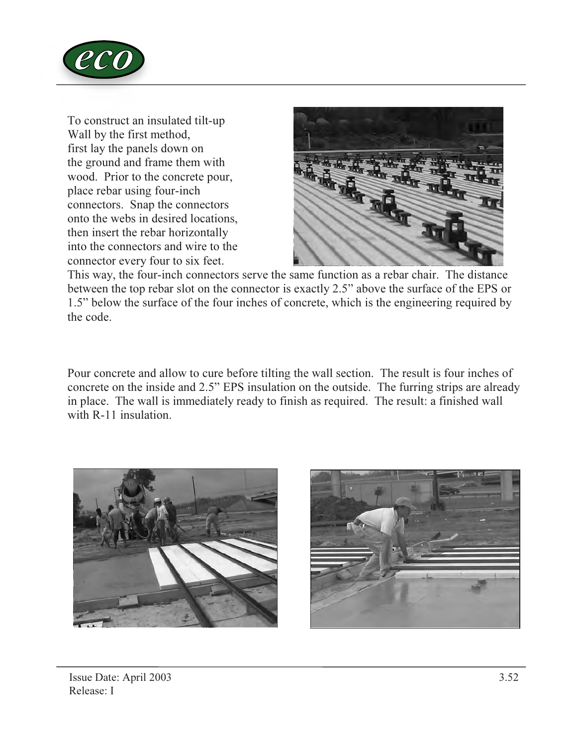To construct an insulated tilt-up Wall by the first method, first lay the panels down on the ground and frame them with wood. Prior to the concrete pour, place rebar using four-inch connectors. Snap the connectors onto the webs in desired locations, then insert the rebar horizontally into the connectors and wire to the connector every four to six feet. This way, the four-inch connectors serve the same function as a rebar chair. The distance between the top rebar slot on the connector is exactly 2.5" above the surface of the EPS or 1.5" below the surface of the four inches of concrete, which is the engineering required by the code.

Pour concrete and allow to cure before tilting the wall section. The result is four inches of concrete on the inside and 2.5" EPS insulation on the outside. The furring strips are already in place. The wall is immediately ready to finish as required. The result: a finished wall with R-11 insulation.

Issue Date: April 2003
Release: I